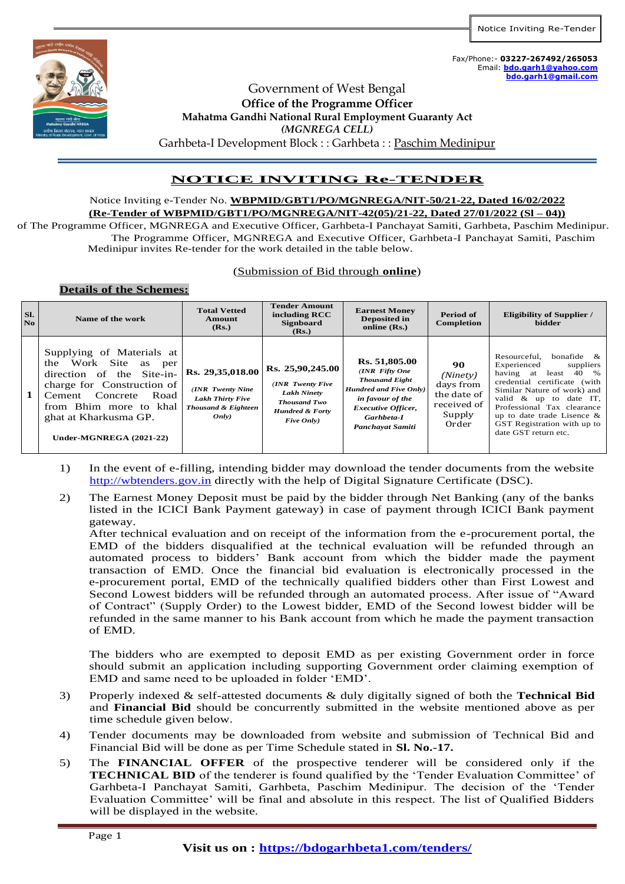Notice Inviting Re-Tender

Fax/Phone:- **03227-267492/265053**
Email: **bdo.garh1@yahoo.com**
**bdo.garh1@gmail.com**

Government of West Bengal
**Office of the Programme Officer**
**Mahatma Gandhi National Rural Employment Guaranty Act**
*(MGNREGA CELL)*
Garhbeta-I Development Block : : Garhbeta : : Paschim Medinipur

# NOTICE INVITING Re-TENDER

Notice Inviting e-Tender No. **WBPMID/GBT1/PO/MGNREGA/NIT-50/21-22, Dated 16/02/2022**
**(Re-Tender of WBPMID/GBT1/PO/MGNREGA/NIT-42(05)/21-22, Dated 27/01/2022 (Sl – 04))**
of The Programme Officer, MGNREGA and Executive Officer, Garhbeta-I Panchayat Samiti, Garhbeta, Paschim Medinipur. The Programme Officer, MGNREGA and Executive Officer, Garhbeta-I Panchayat Samiti, Paschim Medinipur invites Re-tender for the work detailed in the table below.

(Submission of Bid through **online**)

**Details of the Schemes:**

| Sl. No | Name of the work | Total Vetted Amount (Rs.) | Tender Amount including RCC Signboard (Rs.) | Earnest Money Deposited in online (Rs.) | Period of Completion | Eligibility of Supplier / bidder |
|---|---|---|---|---|---|---|
| 1 | Supplying of Materials at the Work Site as per direction of the Site-in-charge for Construction of Cement Concrete Road from Bhim more to khal ghat at Kharkusma GP. **Under-MGNREGA (2021-22)** | **Rs. 29,35,018.00** ***(INR Twenty Nine Lakh Thirty Five Thousand & Eighteen Only)*** | **Rs. 25,90,245.00** ***(INR Twenty Five Lakh Ninety Thousand Two Hundred & Forty Five Only)*** | **Rs. 51,805.00** ***(INR Fifty One Thousand Eight Hundred and Five Only) in favour of the Executive Officer, Garhbeta-I Panchayat Samiti*** | **90** *(Ninety)* days from the date of received of Supply Order | Resourceful, bonafide & Experienced suppliers having at least 40 % credential certificate (with Similar Nature of work) and valid & up to date IT, Professional Tax clearance up to date trade Lisence & GST Registration with up to date GST return etc. |

1) In the event of e-filling, intending bidder may download the tender documents from the website http://wbtenders.gov.in directly with the help of Digital Signature Certificate (DSC).

2) The Earnest Money Deposit must be paid by the bidder through Net Banking (any of the banks listed in the ICICI Bank Payment gateway) in case of payment through ICICI Bank payment gateway.
After technical evaluation and on receipt of the information from the e-procurement portal, the EMD of the bidders disqualified at the technical evaluation will be refunded through an automated process to bidders' Bank account from which the bidder made the payment transaction of EMD. Once the financial bid evaluation is electronically processed in the e-procurement portal, EMD of the technically qualified bidders other than First Lowest and Second Lowest bidders will be refunded through an automated process. After issue of "Award of Contract" (Supply Order) to the Lowest bidder, EMD of the Second lowest bidder will be refunded in the same manner to his Bank account from which he made the payment transaction of EMD.

   The bidders who are exempted to deposit EMD as per existing Government order in force should submit an application including supporting Government order claiming exemption of EMD and same need to be uploaded in folder 'EMD'.

3) Properly indexed & self-attested documents & duly digitally signed of both the **Technical Bid** and **Financial Bid** should be concurrently submitted in the website mentioned above as per time schedule given below.

4) Tender documents may be downloaded from website and submission of Technical Bid and Financial Bid will be done as per Time Schedule stated in **Sl. No.-17.**

5) The **FINANCIAL OFFER** of the prospective tenderer will be considered only if the **TECHNICAL BID** of the tenderer is found qualified by the 'Tender Evaluation Committee' of Garhbeta-I Panchayat Samiti, Garhbeta, Paschim Medinipur. The decision of the 'Tender Evaluation Committee' will be final and absolute in this respect. The list of Qualified Bidders will be displayed in the website.

**Visit us on : https://bdogarhbeta1.com/tenders/**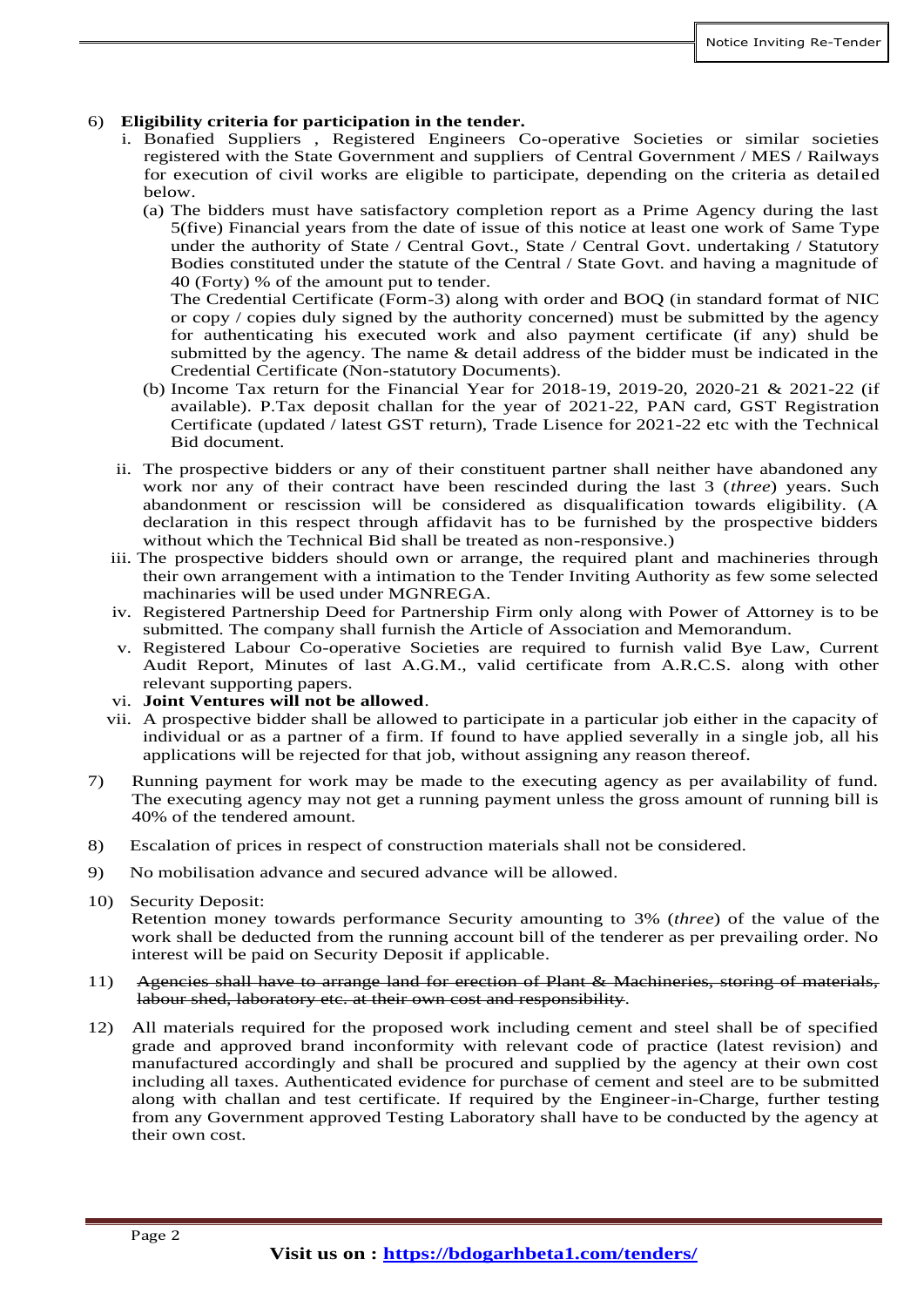6) **Eligibility criteria for participation in the tender.**

   i. Bonafied Suppliers , Registered Engineers Co-operative Societies or similar societies registered with the State Government and suppliers of Central Government / MES / Railways for execution of civil works are eligible to participate, depending on the criteria as detailed below.

      (a) The bidders must have satisfactory completion report as a Prime Agency during the last 5(five) Financial years from the date of issue of this notice at least one work of Same Type under the authority of State / Central Govt., State / Central Govt. undertaking / Statutory Bodies constituted under the statute of the Central / State Govt. and having a magnitude of 40 (Forty) % of the amount put to tender.
      The Credential Certificate (Form-3) along with order and BOQ (in standard format of NIC or copy / copies duly signed by the authority concerned) must be submitted by the agency for authenticating his executed work and also payment certificate (if any) shuld be submitted by the agency. The name & detail address of the bidder must be indicated in the Credential Certificate (Non-statutory Documents).

      (b) Income Tax return for the Financial Year for 2018-19, 2019-20, 2020-21 & 2021-22 (if available). P.Tax deposit challan for the year of 2021-22, PAN card, GST Registration Certificate (updated / latest GST return), Trade Lisence for 2021-22 etc with the Technical Bid document.

   ii. The prospective bidders or any of their constituent partner shall neither have abandoned any work nor any of their contract have been rescinded during the last 3 (*three*) years. Such abandonment or rescission will be considered as disqualification towards eligibility. (A declaration in this respect through affidavit has to be furnished by the prospective bidders without which the Technical Bid shall be treated as non-responsive.)

   iii. The prospective bidders should own or arrange, the required plant and machineries through their own arrangement with a intimation to the Tender Inviting Authority as few some selected machinaries will be used under MGNREGA.

   iv. Registered Partnership Deed for Partnership Firm only along with Power of Attorney is to be submitted. The company shall furnish the Article of Association and Memorandum.

   v. Registered Labour Co-operative Societies are required to furnish valid Bye Law, Current Audit Report, Minutes of last A.G.M., valid certificate from A.R.C.S. along with other relevant supporting papers.

   vi. **Joint Ventures will not be allowed**.

   vii. A prospective bidder shall be allowed to participate in a particular job either in the capacity of individual or as a partner of a firm. If found to have applied severally in a single job, all his applications will be rejected for that job, without assigning any reason thereof.

7) Running payment for work may be made to the executing agency as per availability of fund. The executing agency may not get a running payment unless the gross amount of running bill is 40% of the tendered amount.

8) Escalation of prices in respect of construction materials shall not be considered.

9) No mobilisation advance and secured advance will be allowed.

10) Security Deposit:
    Retention money towards performance Security amounting to 3% (*three*) of the value of the work shall be deducted from the running account bill of the tenderer as per prevailing order. No interest will be paid on Security Deposit if applicable.

11) ~~Agencies shall have to arrange land for erection of Plant & Machineries, storing of materials, labour shed, laboratory etc. at their own cost and responsibility~~.

12) All materials required for the proposed work including cement and steel shall be of specified grade and approved brand inconformity with relevant code of practice (latest revision) and manufactured accordingly and shall be procured and supplied by the agency at their own cost including all taxes. Authenticated evidence for purchase of cement and steel are to be submitted along with challan and test certificate. If required by the Engineer-in-Charge, further testing from any Government approved Testing Laboratory shall have to be conducted by the agency at their own cost.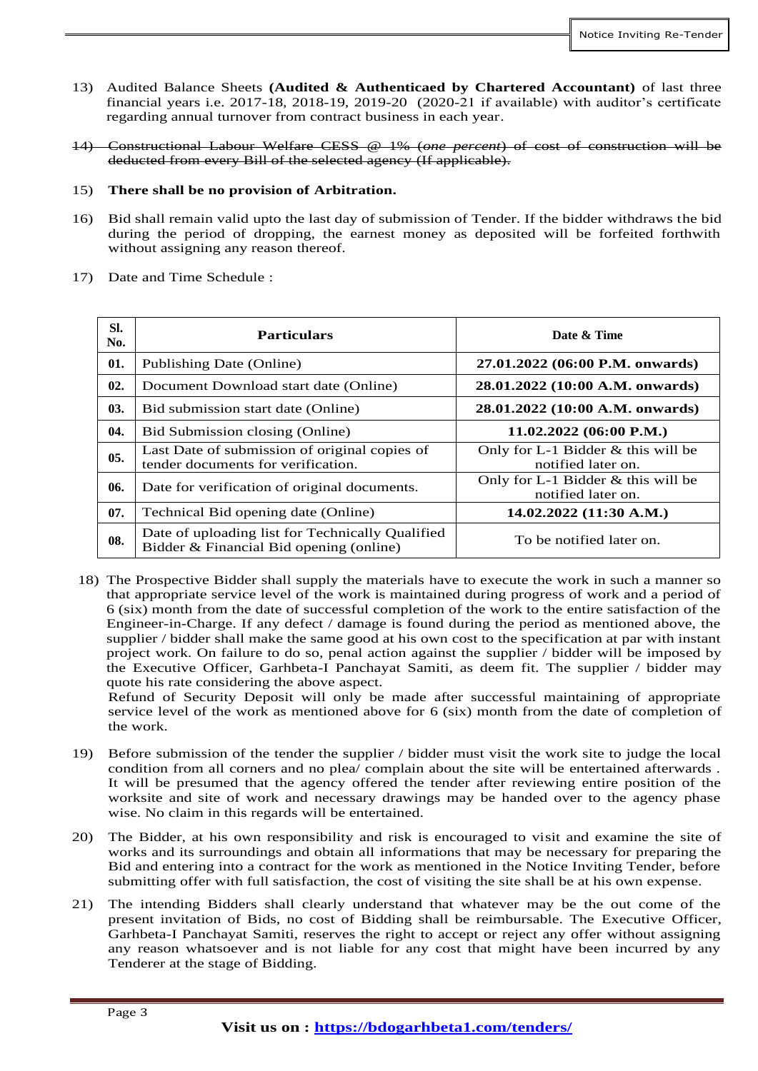13) Audited Balance Sheets **(Audited & Authenticaed by Chartered Accountant)** of last three financial years i.e. 2017-18, 2018-19, 2019-20 (2020-21 if available) with auditor's certificate regarding annual turnover from contract business in each year.

14) ~~Constructional Labour Welfare CESS @ 1% (*one percent*) of cost of construction will be deducted from every Bill of the selected agency (If applicable).~~

15) **There shall be no provision of Arbitration.**

16) Bid shall remain valid upto the last day of submission of Tender. If the bidder withdraws the bid during the period of dropping, the earnest money as deposited will be forfeited forthwith without assigning any reason thereof.

17) Date and Time Schedule :

| Sl. No. | Particulars | Date & Time |
|---|---|---|
| **01.** | Publishing Date (Online) | **27.01.2022 (06:00 P.M. onwards)** |
| **02.** | Document Download start date (Online) | **28.01.2022 (10:00 A.M. onwards)** |
| **03.** | Bid submission start date (Online) | **28.01.2022 (10:00 A.M. onwards)** |
| **04.** | Bid Submission closing (Online) | **11.02.2022 (06:00 P.M.)** |
| **05.** | Last Date of submission of original copies of tender documents for verification. | Only for L-1 Bidder & this will be notified later on. |
| **06.** | Date for verification of original documents. | Only for L-1 Bidder & this will be notified later on. |
| **07.** | Technical Bid opening date (Online) | **14.02.2022 (11:30 A.M.)** |
| **08.** | Date of uploading list for Technically Qualified Bidder & Financial Bid opening (online) | To be notified later on. |

18) The Prospective Bidder shall supply the materials have to execute the work in such a manner so that appropriate service level of the work is maintained during progress of work and a period of 6 (six) month from the date of successful completion of the work to the entire satisfaction of the Engineer-in-Charge. If any defect / damage is found during the period as mentioned above, the supplier / bidder shall make the same good at his own cost to the specification at par with instant project work. On failure to do so, penal action against the supplier / bidder will be imposed by the Executive Officer, Garhbeta-I Panchayat Samiti, as deem fit. The supplier / bidder may quote his rate considering the above aspect.
Refund of Security Deposit will only be made after successful maintaining of appropriate service level of the work as mentioned above for 6 (six) month from the date of completion of the work.

19) Before submission of the tender the supplier / bidder must visit the work site to judge the local condition from all corners and no plea/ complain about the site will be entertained afterwards . It will be presumed that the agency offered the tender after reviewing entire position of the worksite and site of work and necessary drawings may be handed over to the agency phase wise. No claim in this regards will be entertained.

20) The Bidder, at his own responsibility and risk is encouraged to visit and examine the site of works and its surroundings and obtain all informations that may be necessary for preparing the Bid and entering into a contract for the work as mentioned in the Notice Inviting Tender, before submitting offer with full satisfaction, the cost of visiting the site shall be at his own expense.

21) The intending Bidders shall clearly understand that whatever may be the out come of the present invitation of Bids, no cost of Bidding shall be reimbursable. The Executive Officer, Garhbeta-I Panchayat Samiti, reserves the right to accept or reject any offer without assigning any reason whatsoever and is not liable for any cost that might have been incurred by any Tenderer at the stage of Bidding.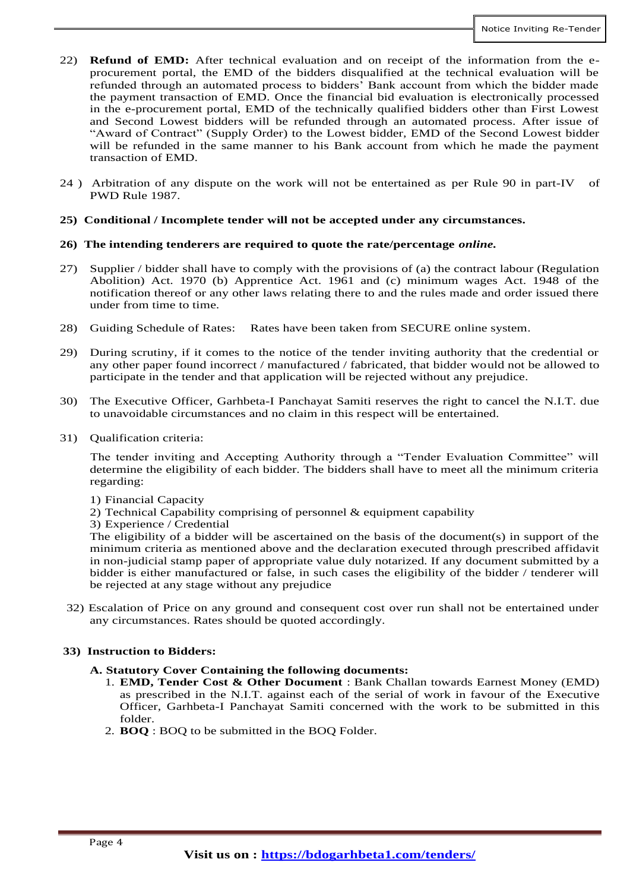22) **Refund of EMD:** After technical evaluation and on receipt of the information from the e-procurement portal, the EMD of the bidders disqualified at the technical evaluation will be refunded through an automated process to bidders' Bank account from which the bidder made the payment transaction of EMD. Once the financial bid evaluation is electronically processed in the e-procurement portal, EMD of the technically qualified bidders other than First Lowest and Second Lowest bidders will be refunded through an automated process. After issue of "Award of Contract" (Supply Order) to the Lowest bidder, EMD of the Second Lowest bidder will be refunded in the same manner to his Bank account from which he made the payment transaction of EMD.

24 ) Arbitration of any dispute on the work will not be entertained as per Rule 90 in part-IV of PWD Rule 1987.

**25) Conditional / Incomplete tender will not be accepted under any circumstances.**

**26) The intending tenderers are required to quote the rate/percentage *online.***

27) Supplier / bidder shall have to comply with the provisions of (a) the contract labour (Regulation Abolition) Act. 1970 (b) Apprentice Act. 1961 and (c) minimum wages Act. 1948 of the notification thereof or any other laws relating there to and the rules made and order issued there under from time to time.

28) Guiding Schedule of Rates: Rates have been taken from SECURE online system.

29) During scrutiny, if it comes to the notice of the tender inviting authority that the credential or any other paper found incorrect / manufactured / fabricated, that bidder would not be allowed to participate in the tender and that application will be rejected without any prejudice.

30) The Executive Officer, Garhbeta-I Panchayat Samiti reserves the right to cancel the N.I.T. due to unavoidable circumstances and no claim in this respect will be entertained.

31) Qualification criteria:

The tender inviting and Accepting Authority through a "Tender Evaluation Committee" will determine the eligibility of each bidder. The bidders shall have to meet all the minimum criteria regarding:

1) Financial Capacity
2) Technical Capability comprising of personnel & equipment capability
3) Experience / Credential

The eligibility of a bidder will be ascertained on the basis of the document(s) in support of the minimum criteria as mentioned above and the declaration executed through prescribed affidavit in non-judicial stamp paper of appropriate value duly notarized. If any document submitted by a bidder is either manufactured or false, in such cases the eligibility of the bidder / tenderer will be rejected at any stage without any prejudice

32) Escalation of Price on any ground and consequent cost over run shall not be entertained under any circumstances. Rates should be quoted accordingly.

**33) Instruction to Bidders:**

**A. Statutory Cover Containing the following documents:**

1. **EMD, Tender Cost & Other Document** : Bank Challan towards Earnest Money (EMD) as prescribed in the N.I.T. against each of the serial of work in favour of the Executive Officer, Garhbeta-I Panchayat Samiti concerned with the work to be submitted in this folder.
2. **BOQ** : BOQ to be submitted in the BOQ Folder.